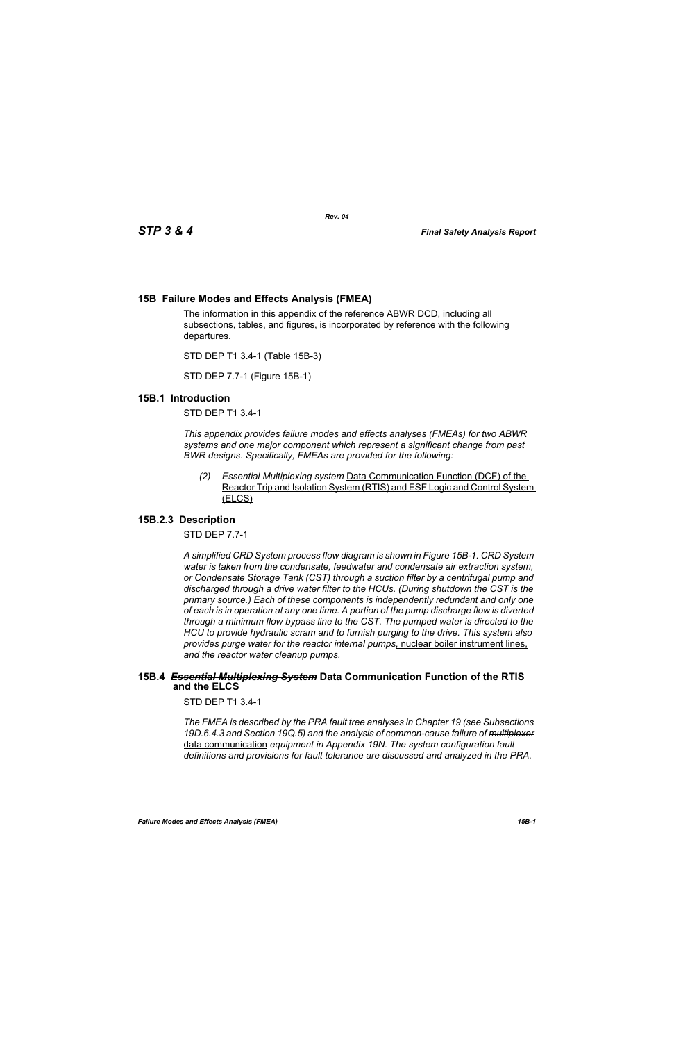## 15B Failure Modes and Effects Analysis (FMEA)

The information in this appendix of the reference ABWR DCD, including all subsections, tables, and figures, is incorporated by reference with the following departures.

STD DEP T1 3.4-1 (Table 15B-3)

STD DEP 7.7-1 (Figure 15B-1)

### 15B.1 Introduction

STD DEP T1 3.4-1

*This appendix provides failure modes and effects analyses (FMEAs) for two ABWR systems and one major component which represent a significant change from past BWR designs. Specifically, FMEAs are provided for the following:*

*(2)* ~~*Essential Multiplexing system*~~ Data Communication Function (DCF) of the Reactor Trip and Isolation System (RTIS) and ESF Logic and Control System (ELCS)

### 15B.2.3 Description

STD DEP 7.7-1

*A simplified CRD System process flow diagram is shown in Figure 15B-1. CRD System water is taken from the condensate, feedwater and condensate air extraction system, or Condensate Storage Tank (CST) through a suction filter by a centrifugal pump and discharged through a drive water filter to the HCUs. (During shutdown the CST is the primary source.) Each of these components is independently redundant and only one of each is in operation at any one time. A portion of the pump discharge flow is diverted through a minimum flow bypass line to the CST. The pumped water is directed to the HCU to provide hydraulic scram and to furnish purging to the drive. This system also provides purge water for the reactor internal pumps*, nuclear boiler instrument lines, *and the reactor water cleanup pumps.*

### 15B.4 ~~*Essential Multiplexing System*~~ Data Communication Function of the RTIS and the ELCS

STD DEP T1 3.4-1

*The FMEA is described by the PRA fault tree analyses in Chapter 19 (see Subsections 19D.6.4.3 and Section 19Q.5) and the analysis of common-cause failure of* ~~*multiplexer*~~ data communication *equipment in Appendix 19N. The system configuration fault definitions and provisions for fault tolerance are discussed and analyzed in the PRA.*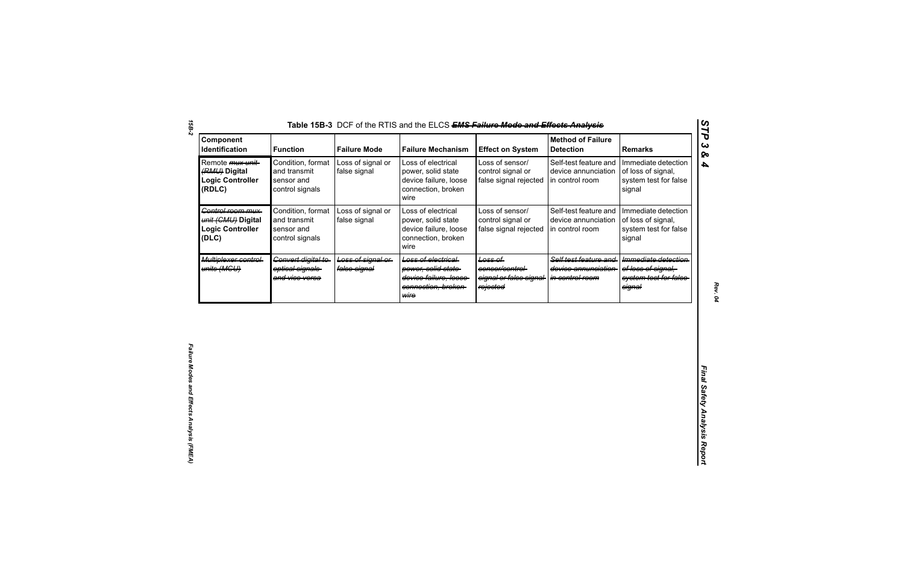Table 15B-3 DCF of the RTIS and the ELCS ~~EMS Failure Mode and Effects Analysis~~

| Component Identification | Function | Failure Mode | Failure Mechanism | Effect on System | Method of Failure Detection | Remarks |
|---|---|---|---|---|---|---|
| Remote ~~mux unit (RMU)~~ **Digital Logic Controller (RDLC)** | Condition, format and transmit sensor and control signals | Loss of signal or false signal | Loss of electrical power, solid state device failure, loose connection, broken wire | Loss of sensor/ control signal or false signal rejected | Self-test feature and device annunciation in control room | Immediate detection of loss of signal, system test for false signal |
| ~~Control room mux unit (CMU)~~ **Digital Logic Controller (DLC)** | Condition, format and transmit sensor and control signals | Loss of signal or false signal | Loss of electrical power, solid state device failure, loose connection, broken wire | Loss of sensor/ control signal or false signal rejected | Self-test feature and device annunciation in control room | Immediate detection of loss of signal, system test for false signal |
| ~~Multiplexer control units (MCU)~~ | ~~Convert digital to optical signals and vice versa~~ | ~~Loss of signal or false signal~~ | ~~Loss of electrical power, solid state device failure, loose connection, broken wire~~ | ~~Loss of sensor/control signal or false signal rejected~~ | ~~Self test feature and device annunciation in control room~~ | ~~Immediate detection of loss of signal, system test for false signal~~ |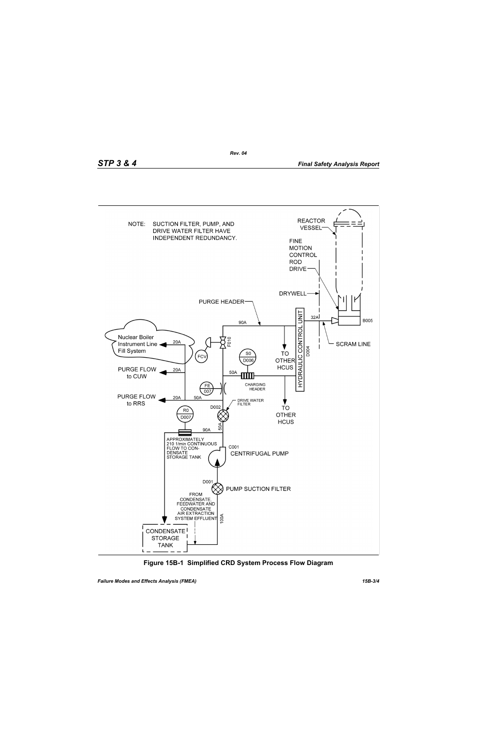NOTE: SUCTION FILTER, PUMP, AND DRIVE WATER FILTER HAVE INDEPENDENT REDUNDANCY.

REACTOR VESSEL

FINE MOTION CONTROL ROD DRIVE

DRYWELL

PURGE HEADER

90A

32A

B005

HYDRAULIC CONTROL UNIT

D004

SCRAM LINE

Nuclear Boiler Instrument Line Fill System

20A

F010

FCV

S0

D006

TO OTHER HCUS

PURGE FLOW to CUW

20A

50A

CHARGING HEADER

FE

007

PURGE FLOW to RRS

20A

50A

D002

DRIVE WATER FILTER

TO OTHER HCUS

R0

D007

90A

50A

APPROXIMATELY 210 l/min CONTINUOUS FLOW TO CONDENSATE STORAGE TANK

C001

CENTRIFUGAL PUMP

D001

PUMP SUCTION FILTER

FROM CONDENSATE, FEEDWATER AND CONDENSATE AIR EXTRACTION SYSTEM EFFLUENT

100A

CONDENSATE STORAGE TANK

**Figure 15B-1 Simplified CRD System Process Flow Diagram**